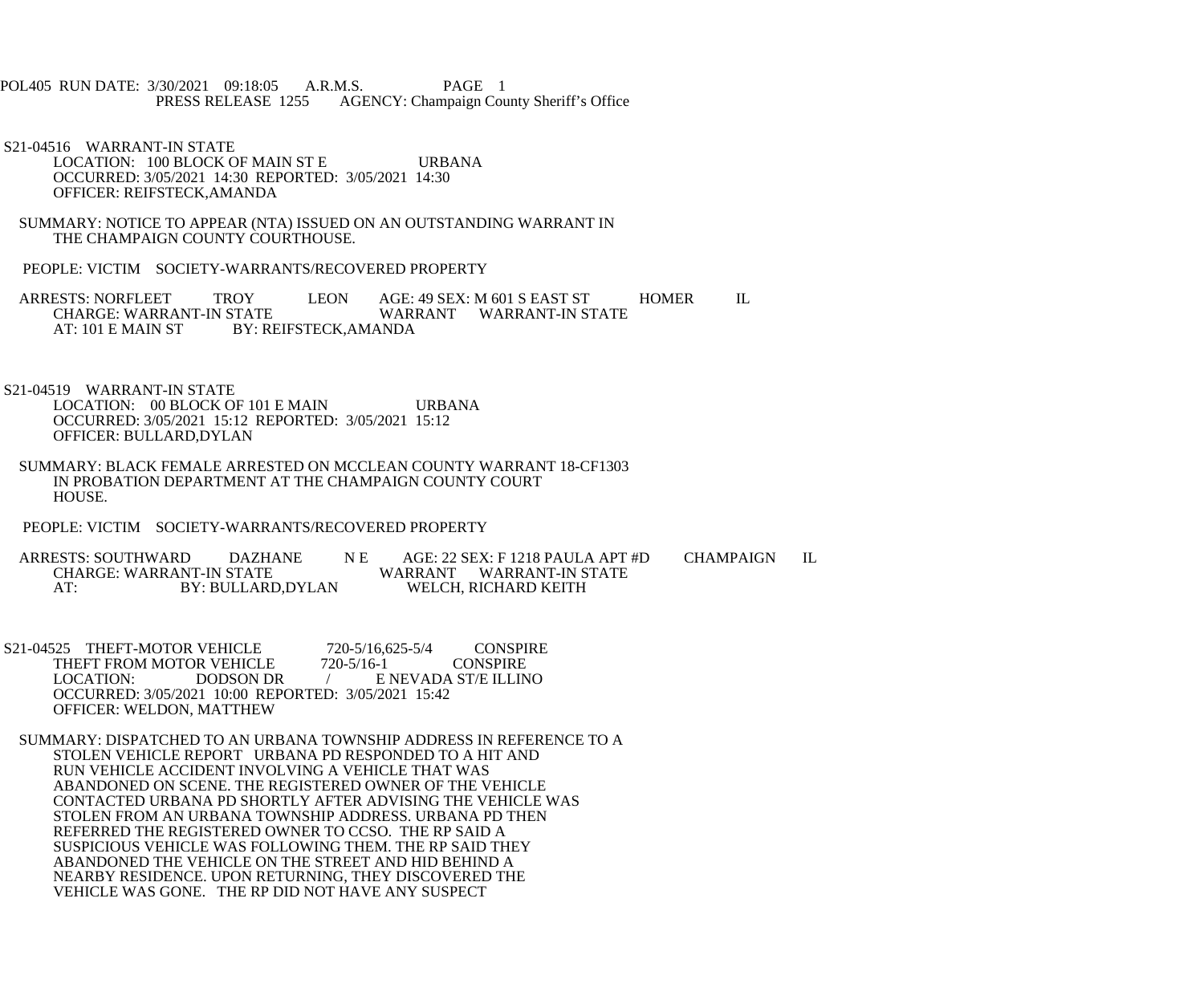POL405 RUN DATE: 3/30/2021 09:18:05 A.R.M.S. PAGE 1
PRESS RELEASE 1255 AGENCY: Champaign County Sheriff's Office

S21-04516 WARRANT-IN STATE
LOCATION: 100 BLOCK OF MAIN ST E URBANA
OCCURRED: 3/05/2021 14:30 REPORTED: 3/05/2021 14:30
OFFICER: REIFSTECK,AMANDA

SUMMARY: NOTICE TO APPEAR (NTA) ISSUED ON AN OUTSTANDING WARRANT IN THE CHAMPAIGN COUNTY COURTHOUSE.

PEOPLE: VICTIM SOCIETY-WARRANTS/RECOVERED PROPERTY

ARRESTS: NORFLEET TROY LEON AGE: 49 SEX: M 601 S EAST ST HOMER IL
CHARGE: WARRANT-IN STATE WARRANT WARRANT-IN STATE
AT: 101 E MAIN ST BY: REIFSTECK,AMANDA

S21-04519 WARRANT-IN STATE
LOCATION: 00 BLOCK OF 101 E MAIN URBANA
OCCURRED: 3/05/2021 15:12 REPORTED: 3/05/2021 15:12
OFFICER: BULLARD,DYLAN

SUMMARY: BLACK FEMALE ARRESTED ON MCCLEAN COUNTY WARRANT 18-CF1303 IN PROBATION DEPARTMENT AT THE CHAMPAIGN COUNTY COURT HOUSE.

PEOPLE: VICTIM SOCIETY-WARRANTS/RECOVERED PROPERTY

ARRESTS: SOUTHWARD DAZHANE N E AGE: 22 SEX: F 1218 PAULA APT #D CHAMPAIGN IL
CHARGE: WARRANT-IN STATE WARRANT WARRANT-IN STATE
AT: BY: BULLARD,DYLAN WELCH, RICHARD KEITH

S21-04525 THEFT-MOTOR VEHICLE 720-5/16,625-5/4 CONSPIRE
THEFT FROM MOTOR VEHICLE 720-5/16-1 CONSPIRE
LOCATION: DODSON DR / E NEVADA ST/E ILLINO
OCCURRED: 3/05/2021 10:00 REPORTED: 3/05/2021 15:42
OFFICER: WELDON, MATTHEW

SUMMARY: DISPATCHED TO AN URBANA TOWNSHIP ADDRESS IN REFERENCE TO A STOLEN VEHICLE REPORT URBANA PD RESPONDED TO A HIT AND RUN VEHICLE ACCIDENT INVOLVING A VEHICLE THAT WAS ABANDONED ON SCENE. THE REGISTERED OWNER OF THE VEHICLE CONTACTED URBANA PD SHORTLY AFTER ADVISING THE VEHICLE WAS STOLEN FROM AN URBANA TOWNSHIP ADDRESS. URBANA PD THEN REFERRED THE REGISTERED OWNER TO CCSO. THE RP SAID A SUSPICIOUS VEHICLE WAS FOLLOWING THEM. THE RP SAID THEY ABANDONED THE VEHICLE ON THE STREET AND HID BEHIND A NEARBY RESIDENCE. UPON RETURNING, THEY DISCOVERED THE VEHICLE WAS GONE. THE RP DID NOT HAVE ANY SUSPECT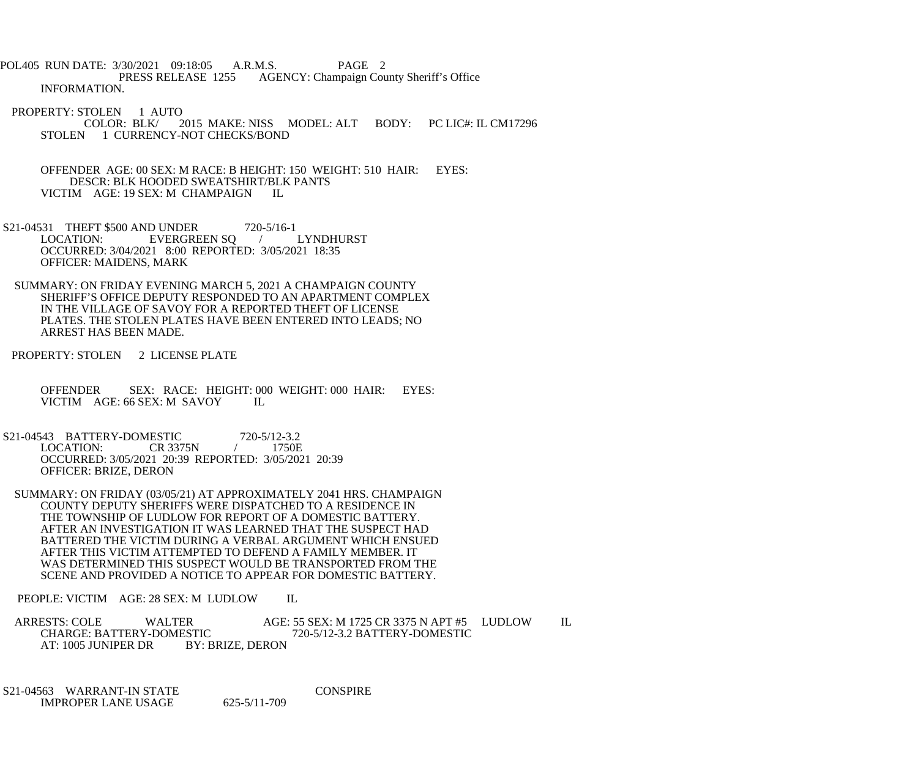INFORMATION.

PROPERTY: STOLEN 1 AUTO
COLOR: BLK/ 2015 MAKE: NISS MODEL: ALT BODY: PC LIC#: IL CM17296
STOLEN 1 CURRENCY-NOT CHECKS/BOND

OFFENDER AGE: 00 SEX: M RACE: B HEIGHT: 150 WEIGHT: 510 HAIR: EYES:
DESCR: BLK HOODED SWEATSHIRT/BLK PANTS
VICTIM AGE: 19 SEX: M CHAMPAIGN IL

S21-04531 THEFT $500 AND UNDER 720-5/16-1
LOCATION: EVERGREEN SQ / LYNDHURST
OCCURRED: 3/04/2021 8:00 REPORTED: 3/05/2021 18:35
OFFICER: MAIDENS, MARK

SUMMARY: ON FRIDAY EVENING MARCH 5, 2021 A CHAMPAIGN COUNTY SHERIFF'S OFFICE DEPUTY RESPONDED TO AN APARTMENT COMPLEX IN THE VILLAGE OF SAVOY FOR A REPORTED THEFT OF LICENSE PLATES. THE STOLEN PLATES HAVE BEEN ENTERED INTO LEADS; NO ARREST HAS BEEN MADE.

PROPERTY: STOLEN 2 LICENSE PLATE

OFFENDER SEX: RACE: HEIGHT: 000 WEIGHT: 000 HAIR: EYES:
VICTIM AGE: 66 SEX: M SAVOY IL

S21-04543 BATTERY-DOMESTIC 720-5/12-3.2
LOCATION: CR 3375N / 1750E
OCCURRED: 3/05/2021 20:39 REPORTED: 3/05/2021 20:39
OFFICER: BRIZE, DERON

SUMMARY: ON FRIDAY (03/05/21) AT APPROXIMATELY 2041 HRS. CHAMPAIGN COUNTY DEPUTY SHERIFFS WERE DISPATCHED TO A RESIDENCE IN THE TOWNSHIP OF LUDLOW FOR REPORT OF A DOMESTIC BATTERY. AFTER AN INVESTIGATION IT WAS LEARNED THAT THE SUSPECT HAD BATTERED THE VICTIM DURING A VERBAL ARGUMENT WHICH ENSUED AFTER THIS VICTIM ATTEMPTED TO DEFEND A FAMILY MEMBER. IT WAS DETERMINED THIS SUSPECT WOULD BE TRANSPORTED FROM THE SCENE AND PROVIDED A NOTICE TO APPEAR FOR DOMESTIC BATTERY.

PEOPLE: VICTIM AGE: 28 SEX: M LUDLOW IL

ARRESTS: COLE WALTER AGE: 55 SEX: M 1725 CR 3375 N APT #5 LUDLOW IL
CHARGE: BATTERY-DOMESTIC 720-5/12-3.2 BATTERY-DOMESTIC
AT: 1005 JUNIPER DR BY: BRIZE, DERON

S21-04563 WARRANT-IN STATE CONSPIRE
IMPROPER LANE USAGE 625-5/11-709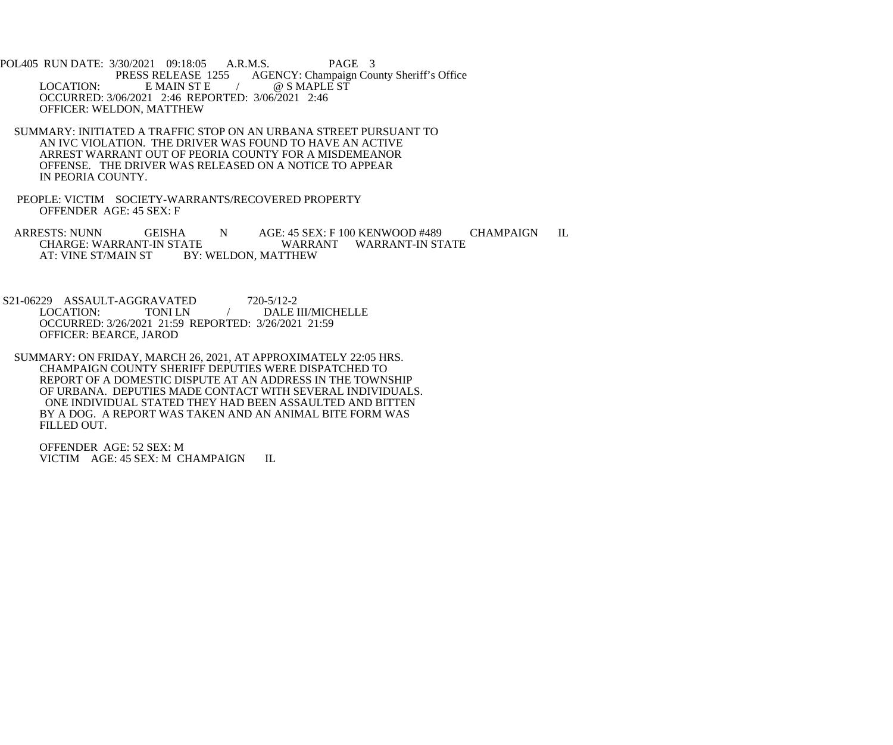LOCATION: E MAIN ST E / @ S MAPLE ST
OCCURRED: 3/06/2021 2:46 REPORTED: 3/06/2021 2:46
OFFICER: WELDON, MATTHEW

SUMMARY: INITIATED A TRAFFIC STOP ON AN URBANA STREET PURSUANT TO AN IVC VIOLATION. THE DRIVER WAS FOUND TO HAVE AN ACTIVE ARREST WARRANT OUT OF PEORIA COUNTY FOR A MISDEMEANOR OFFENSE. THE DRIVER WAS RELEASED ON A NOTICE TO APPEAR IN PEORIA COUNTY.

PEOPLE: VICTIM SOCIETY-WARRANTS/RECOVERED PROPERTY
OFFENDER AGE: 45 SEX: F

ARRESTS: NUNN GEISHA N AGE: 45 SEX: F 100 KENWOOD #489 CHAMPAIGN IL
CHARGE: WARRANT-IN STATE WARRANT WARRANT-IN STATE
AT: VINE ST/MAIN ST BY: WELDON, MATTHEW

S21-06229 ASSAULT-AGGRAVATED 720-5/12-2
LOCATION: TONI LN / DALE III/MICHELLE
OCCURRED: 3/26/2021 21:59 REPORTED: 3/26/2021 21:59
OFFICER: BEARCE, JAROD

SUMMARY: ON FRIDAY, MARCH 26, 2021, AT APPROXIMATELY 22:05 HRS. CHAMPAIGN COUNTY SHERIFF DEPUTIES WERE DISPATCHED TO REPORT OF A DOMESTIC DISPUTE AT AN ADDRESS IN THE TOWNSHIP OF URBANA. DEPUTIES MADE CONTACT WITH SEVERAL INDIVIDUALS. ONE INDIVIDUAL STATED THEY HAD BEEN ASSAULTED AND BITTEN BY A DOG. A REPORT WAS TAKEN AND AN ANIMAL BITE FORM WAS FILLED OUT.

OFFENDER AGE: 52 SEX: M
VICTIM AGE: 45 SEX: M CHAMPAIGN IL